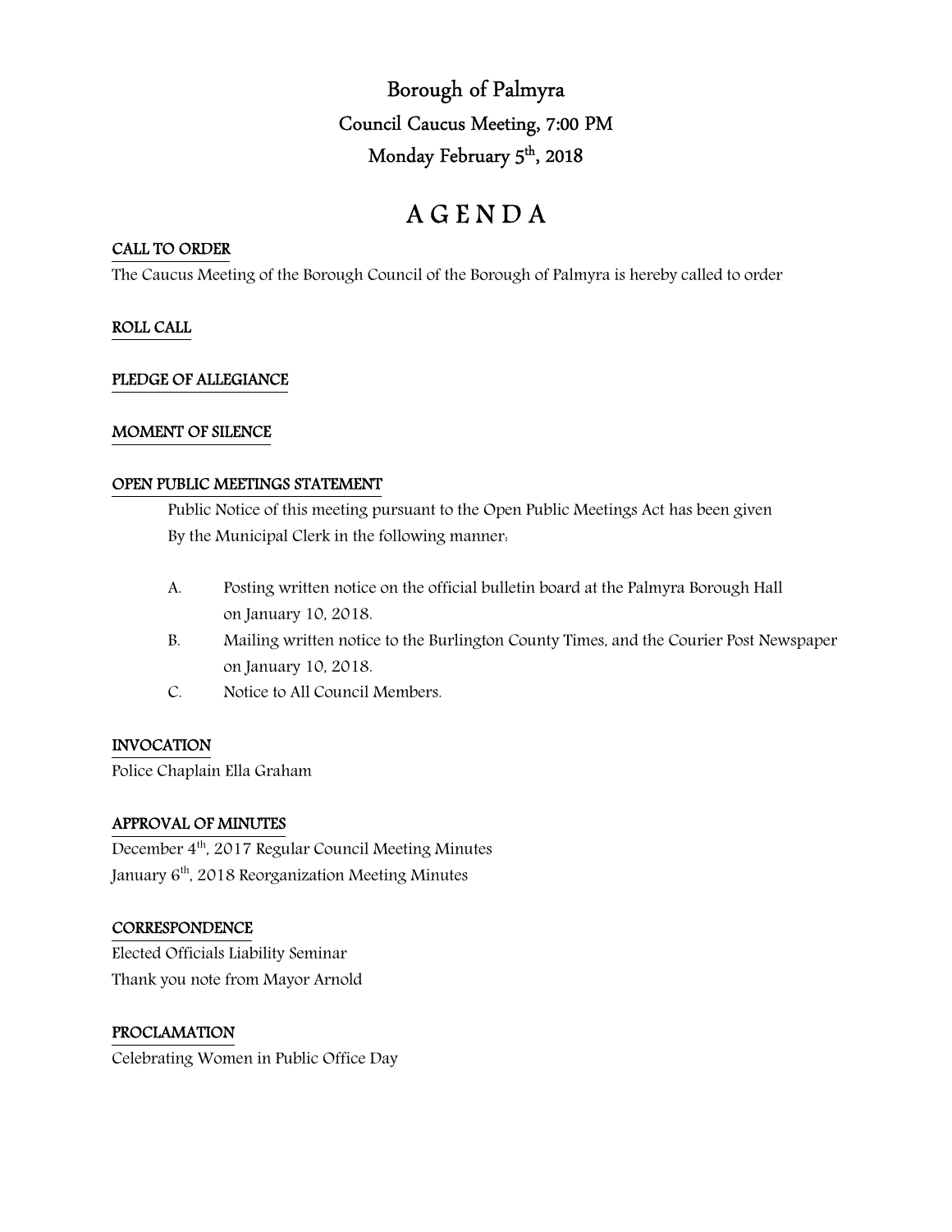# Borough of Palmyra

## Council Caucus Meeting, 7:00 PM

## Monday February 5th, 2018

# A G E N D A

**CALL TO ORDER**

The Caucus Meeting of the Borough Council of the Borough of Palmyra is hereby called to order

**ROLL CALL**

**PLEDGE OF ALLEGIANCE**

**MOMENT OF SILENCE**

**OPEN PUBLIC MEETINGS STATEMENT**

Public Notice of this meeting pursuant to the Open Public Meetings Act has been given By the Municipal Clerk in the following manner:

A. Posting written notice on the official bulletin board at the Palmyra Borough Hall on January 10, 2018.

B. Mailing written notice to the Burlington County Times, and the Courier Post Newspaper on January 10, 2018.

C. Notice to All Council Members.

**INVOCATION**

Police Chaplain Ella Graham

**APPROVAL OF MINUTES**

December 4th, 2017 Regular Council Meeting Minutes

January 6th, 2018 Reorganization Meeting Minutes

**CORRESPONDENCE**

Elected Officials Liability Seminar

Thank you note from Mayor Arnold

**PROCLAMATION**

Celebrating Women in Public Office Day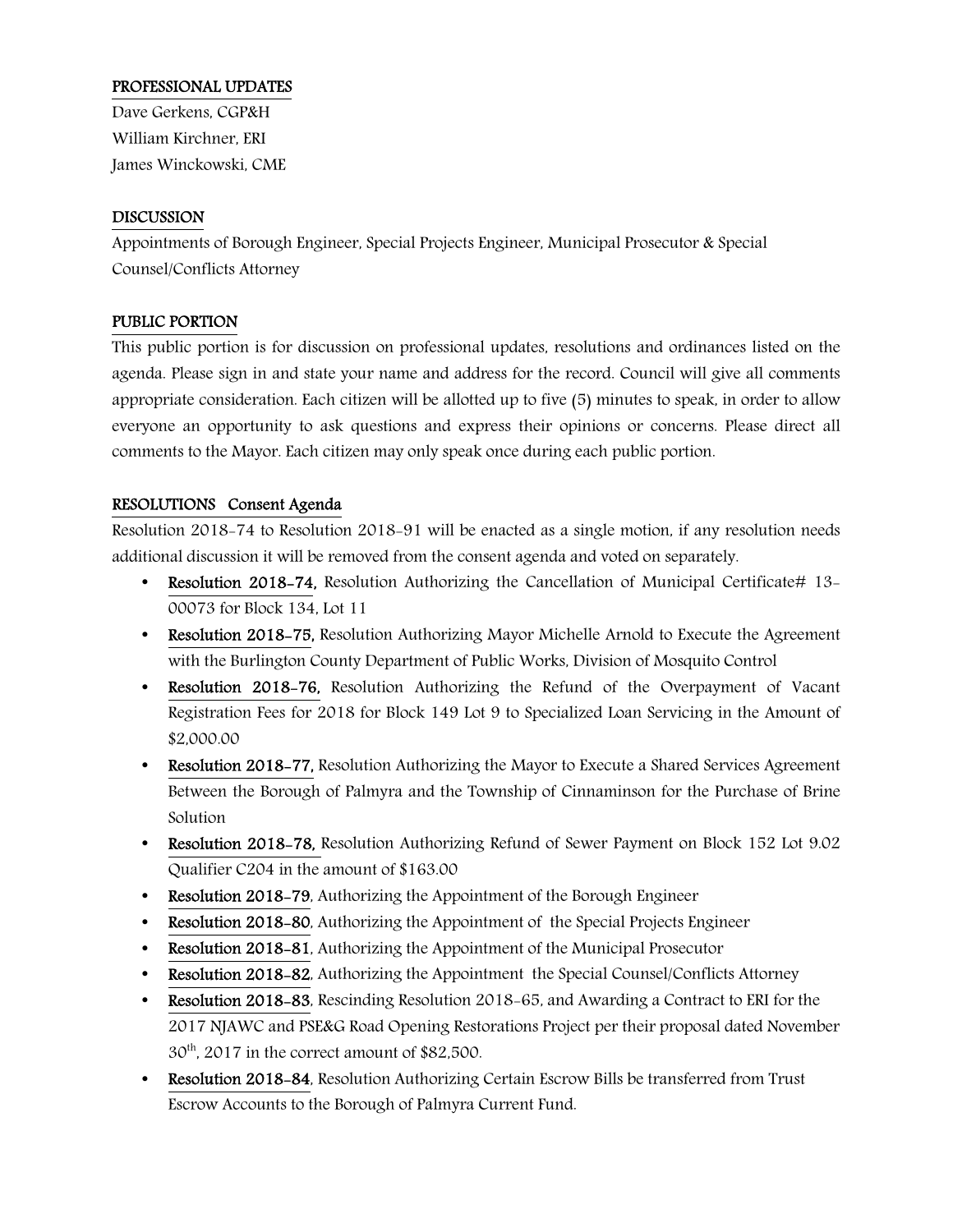## PROFESSIONAL UPDATES

Dave Gerkens, CGP&H
William Kirchner, ERI
James Winckowski, CME

## DISCUSSION

Appointments of Borough Engineer, Special Projects Engineer, Municipal Prosecutor & Special Counsel/Conflicts Attorney

## PUBLIC PORTION

This public portion is for discussion on professional updates, resolutions and ordinances listed on the agenda. Please sign in and state your name and address for the record. Council will give all comments appropriate consideration. Each citizen will be allotted up to five (5) minutes to speak, in order to allow everyone an opportunity to ask questions and express their opinions or concerns. Please direct all comments to the Mayor. Each citizen may only speak once during each public portion.

## RESOLUTIONS Consent Agenda

Resolution 2018-74 to Resolution 2018-91 will be enacted as a single motion, if any resolution needs additional discussion it will be removed from the consent agenda and voted on separately.

- **Resolution 2018-74,** Resolution Authorizing the Cancellation of Municipal Certificate# 13-00073 for Block 134, Lot 11
- **Resolution 2018-75,** Resolution Authorizing Mayor Michelle Arnold to Execute the Agreement with the Burlington County Department of Public Works, Division of Mosquito Control
- **Resolution 2018-76,** Resolution Authorizing the Refund of the Overpayment of Vacant Registration Fees for 2018 for Block 149 Lot 9 to Specialized Loan Servicing in the Amount of $2,000.00
- **Resolution 2018-77,** Resolution Authorizing the Mayor to Execute a Shared Services Agreement Between the Borough of Palmyra and the Township of Cinnaminson for the Purchase of Brine Solution
- **Resolution 2018-78,** Resolution Authorizing Refund of Sewer Payment on Block 152 Lot 9.02 Qualifier C204 in the amount of $163.00
- **Resolution 2018-79**, Authorizing the Appointment of the Borough Engineer
- **Resolution 2018-80**, Authorizing the Appointment of the Special Projects Engineer
- **Resolution 2018-81**, Authorizing the Appointment of the Municipal Prosecutor
- **Resolution 2018-82**, Authorizing the Appointment the Special Counsel/Conflicts Attorney
- **Resolution 2018-83**, Rescinding Resolution 2018-65, and Awarding a Contract to ERI for the 2017 NJAWC and PSE&G Road Opening Restorations Project per their proposal dated November 30th, 2017 in the correct amount of $82,500.
- **Resolution 2018-84**, Resolution Authorizing Certain Escrow Bills be transferred from Trust Escrow Accounts to the Borough of Palmyra Current Fund.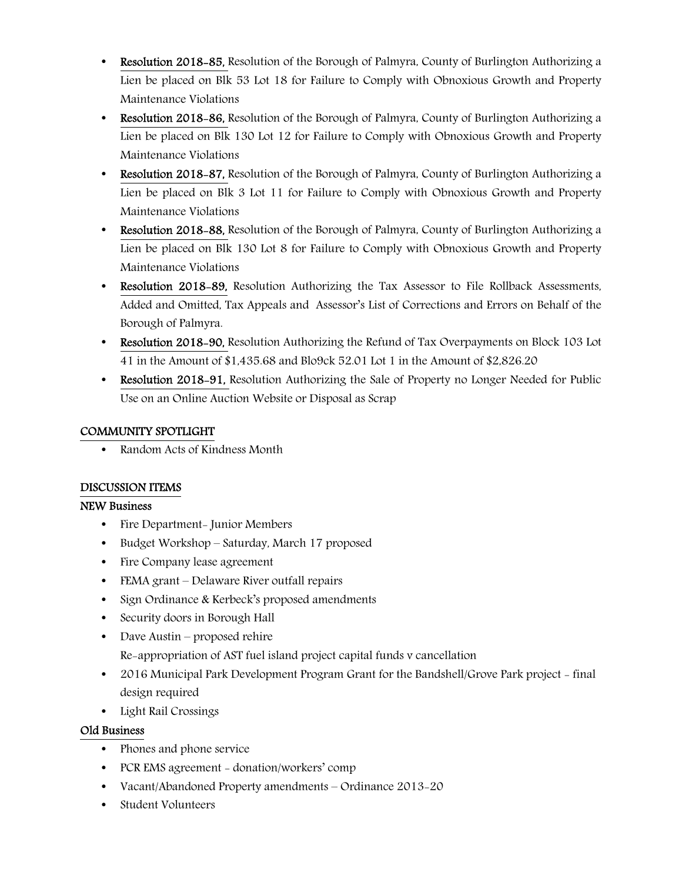- **Resolution 2018-85,** Resolution of the Borough of Palmyra, County of Burlington Authorizing a Lien be placed on Blk 53 Lot 18 for Failure to Comply with Obnoxious Growth and Property Maintenance Violations
- **Resolution 2018-86,** Resolution of the Borough of Palmyra, County of Burlington Authorizing a Lien be placed on Blk 130 Lot 12 for Failure to Comply with Obnoxious Growth and Property Maintenance Violations
- **Resolution 2018-87,** Resolution of the Borough of Palmyra, County of Burlington Authorizing a Lien be placed on Blk 3 Lot 11 for Failure to Comply with Obnoxious Growth and Property Maintenance Violations
- **Resolution 2018-88,** Resolution of the Borough of Palmyra, County of Burlington Authorizing a Lien be placed on Blk 130 Lot 8 for Failure to Comply with Obnoxious Growth and Property Maintenance Violations
- **Resolution 2018-89,** Resolution Authorizing the Tax Assessor to File Rollback Assessments, Added and Omitted, Tax Appeals and Assessor's List of Corrections and Errors on Behalf of the Borough of Palmyra.
- **Resolution 2018-90,** Resolution Authorizing the Refund of Tax Overpayments on Block 103 Lot 41 in the Amount of $1,435.68 and Blo9ck 52.01 Lot 1 in the Amount of $2,826.20
- **Resolution 2018-91,** Resolution Authorizing the Sale of Property no Longer Needed for Public Use on an Online Auction Website or Disposal as Scrap

## COMMUNITY SPOTLIGHT

- Random Acts of Kindness Month

## DISCUSSION ITEMS

### NEW Business

- Fire Department- Junior Members
- Budget Workshop – Saturday, March 17 proposed
- Fire Company lease agreement
- FEMA grant – Delaware River outfall repairs
- Sign Ordinance & Kerbeck's proposed amendments
- Security doors in Borough Hall
- Dave Austin – proposed rehire
  Re-appropriation of AST fuel island project capital funds v cancellation
- 2016 Municipal Park Development Program Grant for the Bandshell/Grove Park project - final design required
- Light Rail Crossings

### Old Business

- Phones and phone service
- PCR EMS agreement - donation/workers' comp
- Vacant/Abandoned Property amendments – Ordinance 2013-20
- Student Volunteers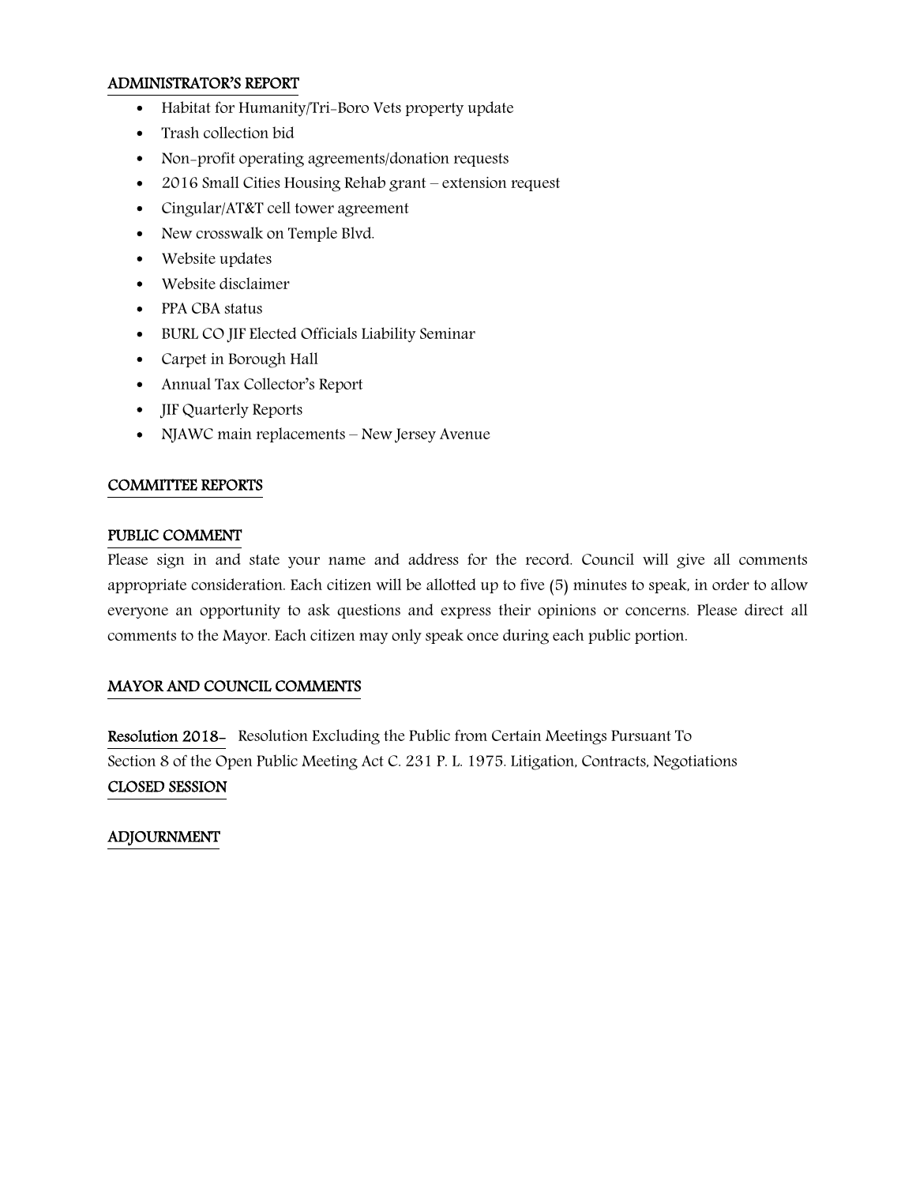## ADMINISTRATOR'S REPORT

- Habitat for Humanity/Tri-Boro Vets property update
- Trash collection bid
- Non-profit operating agreements/donation requests
- 2016 Small Cities Housing Rehab grant – extension request
- Cingular/AT&T cell tower agreement
- New crosswalk on Temple Blvd.
- Website updates
- Website disclaimer
- PPA CBA status
- BURL CO JIF Elected Officials Liability Seminar
- Carpet in Borough Hall
- Annual Tax Collector's Report
- JIF Quarterly Reports
- NJAWC main replacements – New Jersey Avenue

## COMMITTEE REPORTS

## PUBLIC COMMENT

Please sign in and state your name and address for the record. Council will give all comments appropriate consideration. Each citizen will be allotted up to five (5) minutes to speak, in order to allow everyone an opportunity to ask questions and express their opinions or concerns. Please direct all comments to the Mayor. Each citizen may only speak once during each public portion.

## MAYOR AND COUNCIL COMMENTS

**Resolution 2018-** Resolution Excluding the Public from Certain Meetings Pursuant To Section 8 of the Open Public Meeting Act C. 231 P. L. 1975. Litigation, Contracts, Negotiations

## CLOSED SESSION

## ADJOURNMENT